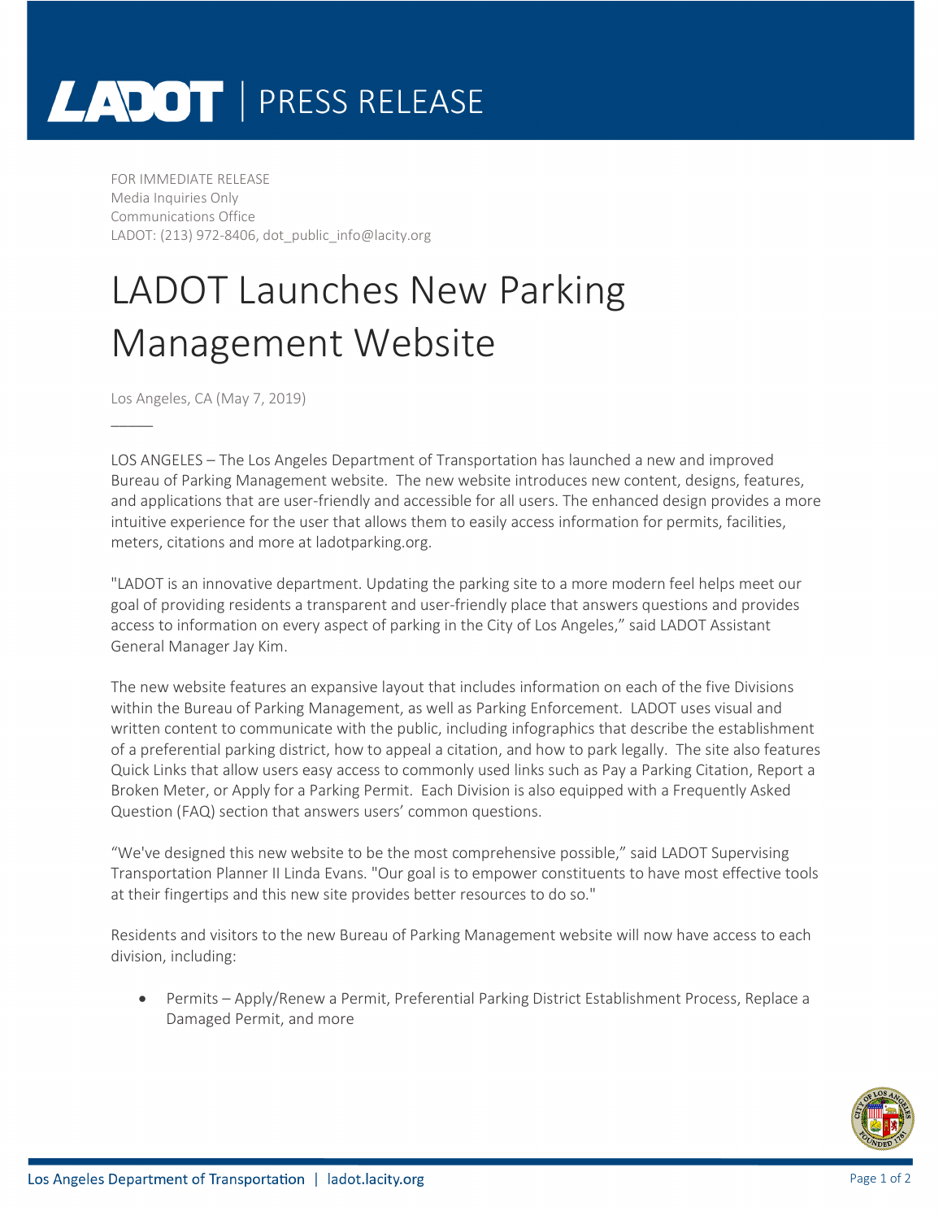# LADOT | PRESS RELEASE

FOR IMMEDIATE RELEASE
Media Inquiries Only
Communications Office
LADOT: (213) 972-8406, dot_public_info@lacity.org

# LADOT Launches New Parking Management Website

Los Angeles, CA (May 7, 2019)

\_\_\_\_\_

LOS ANGELES – The Los Angeles Department of Transportation has launched a new and improved Bureau of Parking Management website. The new website introduces new content, designs, features, and applications that are user-friendly and accessible for all users. The enhanced design provides a more intuitive experience for the user that allows them to easily access information for permits, facilities, meters, citations and more at ladotparking.org.

"LADOT is an innovative department. Updating the parking site to a more modern feel helps meet our goal of providing residents a transparent and user-friendly place that answers questions and provides access to information on every aspect of parking in the City of Los Angeles," said LADOT Assistant General Manager Jay Kim.

The new website features an expansive layout that includes information on each of the five Divisions within the Bureau of Parking Management, as well as Parking Enforcement. LADOT uses visual and written content to communicate with the public, including infographics that describe the establishment of a preferential parking district, how to appeal a citation, and how to park legally. The site also features Quick Links that allow users easy access to commonly used links such as Pay a Parking Citation, Report a Broken Meter, or Apply for a Parking Permit. Each Division is also equipped with a Frequently Asked Question (FAQ) section that answers users' common questions.

"We've designed this new website to be the most comprehensive possible," said LADOT Supervising Transportation Planner II Linda Evans. "Our goal is to empower constituents to have most effective tools at their fingertips and this new site provides better resources to do so."

Residents and visitors to the new Bureau of Parking Management website will now have access to each division, including:

- Permits – Apply/Renew a Permit, Preferential Parking District Establishment Process, Replace a Damaged Permit, and more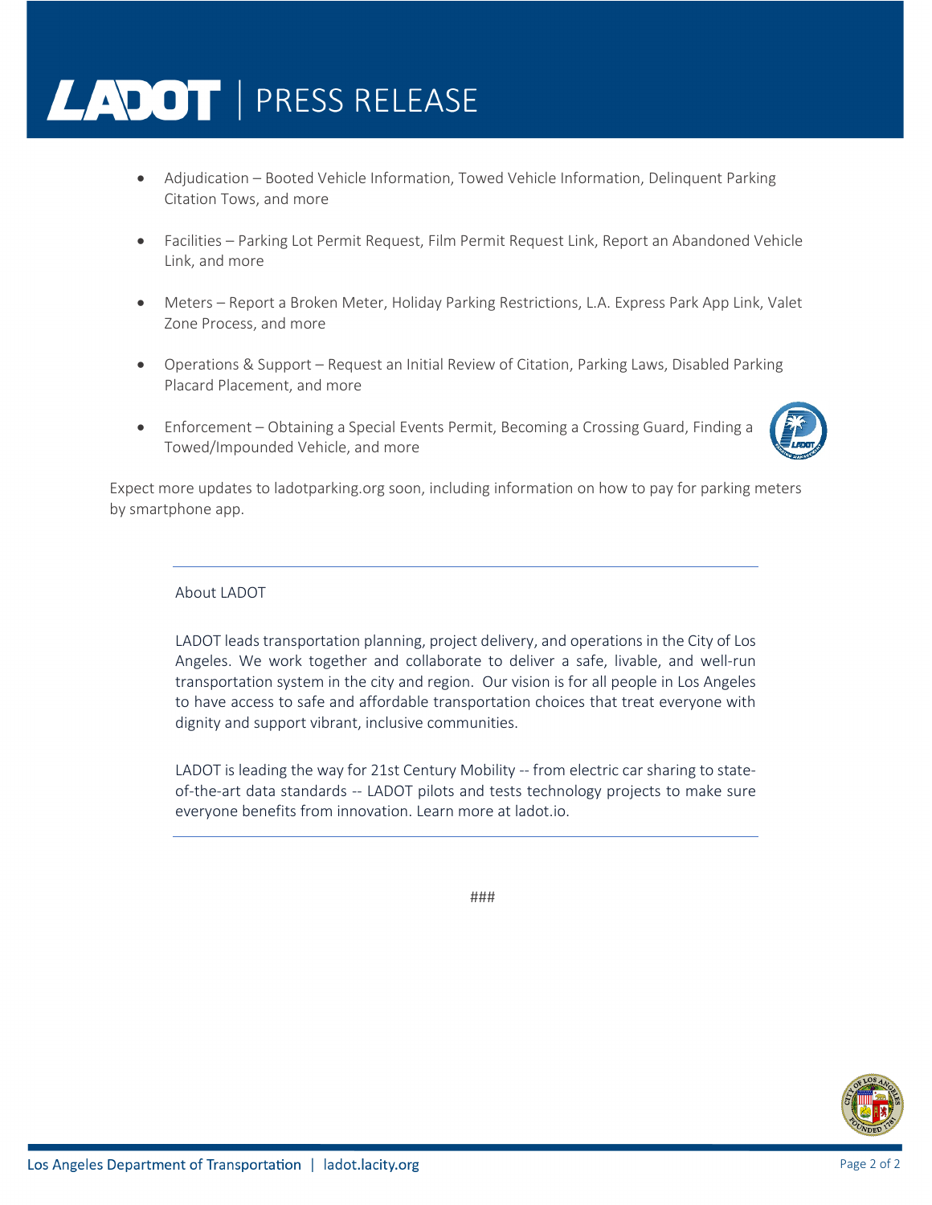- Adjudication – Booted Vehicle Information, Towed Vehicle Information, Delinquent Parking Citation Tows, and more
- Facilities – Parking Lot Permit Request, Film Permit Request Link, Report an Abandoned Vehicle Link, and more
- Meters – Report a Broken Meter, Holiday Parking Restrictions, L.A. Express Park App Link, Valet Zone Process, and more
- Operations & Support – Request an Initial Review of Citation, Parking Laws, Disabled Parking Placard Placement, and more
- Enforcement – Obtaining a Special Events Permit, Becoming a Crossing Guard, Finding a Towed/Impounded Vehicle, and more

Expect more updates to ladotparking.org soon, including information on how to pay for parking meters by smartphone app.

---

About LADOT

LADOT leads transportation planning, project delivery, and operations in the City of Los Angeles. We work together and collaborate to deliver a safe, livable, and well-run transportation system in the city and region. Our vision is for all people in Los Angeles to have access to safe and affordable transportation choices that treat everyone with dignity and support vibrant, inclusive communities.

LADOT is leading the way for 21st Century Mobility -- from electric car sharing to state-of-the-art data standards -- LADOT pilots and tests technology projects to make sure everyone benefits from innovation. Learn more at ladot.io.

---

###